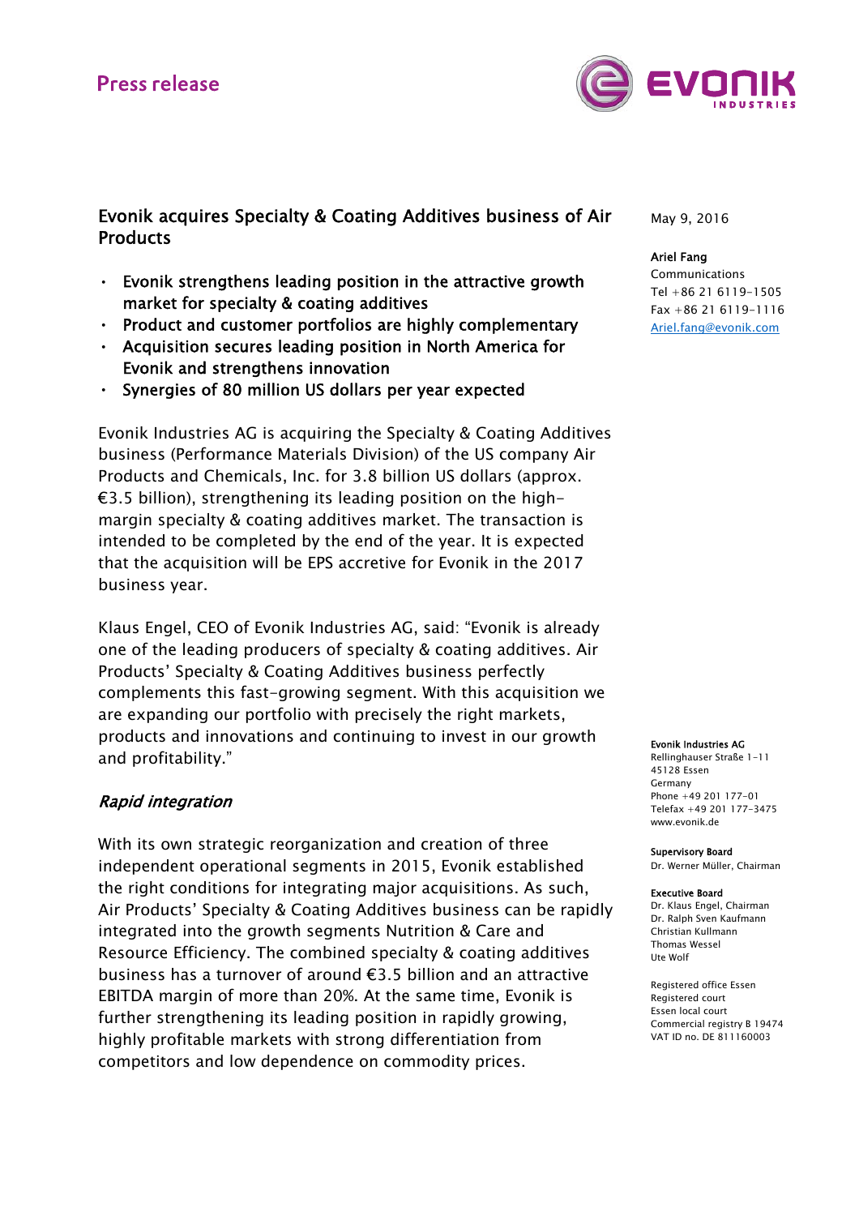Press release

# Evonik acquires Specialty & Coating Additives business of Air Products

May 9, 2016

**Ariel Fang**
Communications
Tel +86 21 6119-1505
Fax +86 21 6119-1116
Ariel.fang@evonik.com

- Evonik strengthens leading position in the attractive growth market for specialty & coating additives
- Product and customer portfolios are highly complementary
- Acquisition secures leading position in North America for Evonik and strengthens innovation
- Synergies of 80 million US dollars per year expected

Evonik Industries AG is acquiring the Specialty & Coating Additives business (Performance Materials Division) of the US company Air Products and Chemicals, Inc. for 3.8 billion US dollars (approx. €3.5 billion), strengthening its leading position on the high-margin specialty & coating additives market. The transaction is intended to be completed by the end of the year. It is expected that the acquisition will be EPS accretive for Evonik in the 2017 business year.

Klaus Engel, CEO of Evonik Industries AG, said: "Evonik is already one of the leading producers of specialty & coating additives. Air Products' Specialty & Coating Additives business perfectly complements this fast-growing segment. With this acquisition we are expanding our portfolio with precisely the right markets, products and innovations and continuing to invest in our growth and profitability."

## *Rapid integration*

With its own strategic reorganization and creation of three independent operational segments in 2015, Evonik established the right conditions for integrating major acquisitions. As such, Air Products' Specialty & Coating Additives business can be rapidly integrated into the growth segments Nutrition & Care and Resource Efficiency. The combined specialty & coating additives business has a turnover of around €3.5 billion and an attractive EBITDA margin of more than 20%. At the same time, Evonik is further strengthening its leading position in rapidly growing, highly profitable markets with strong differentiation from competitors and low dependence on commodity prices.

**Evonik Industries AG**
Rellinghauser Straße 1-11
45128 Essen
Germany
Phone +49 201 177-01
Telefax +49 201 177-3475
www.evonik.de

**Supervisory Board**
Dr. Werner Müller, Chairman

**Executive Board**
Dr. Klaus Engel, Chairman
Dr. Ralph Sven Kaufmann
Christian Kullmann
Thomas Wessel
Ute Wolf

Registered office Essen
Registered court
Essen local court
Commercial registry B 19474
VAT ID no. DE 811160003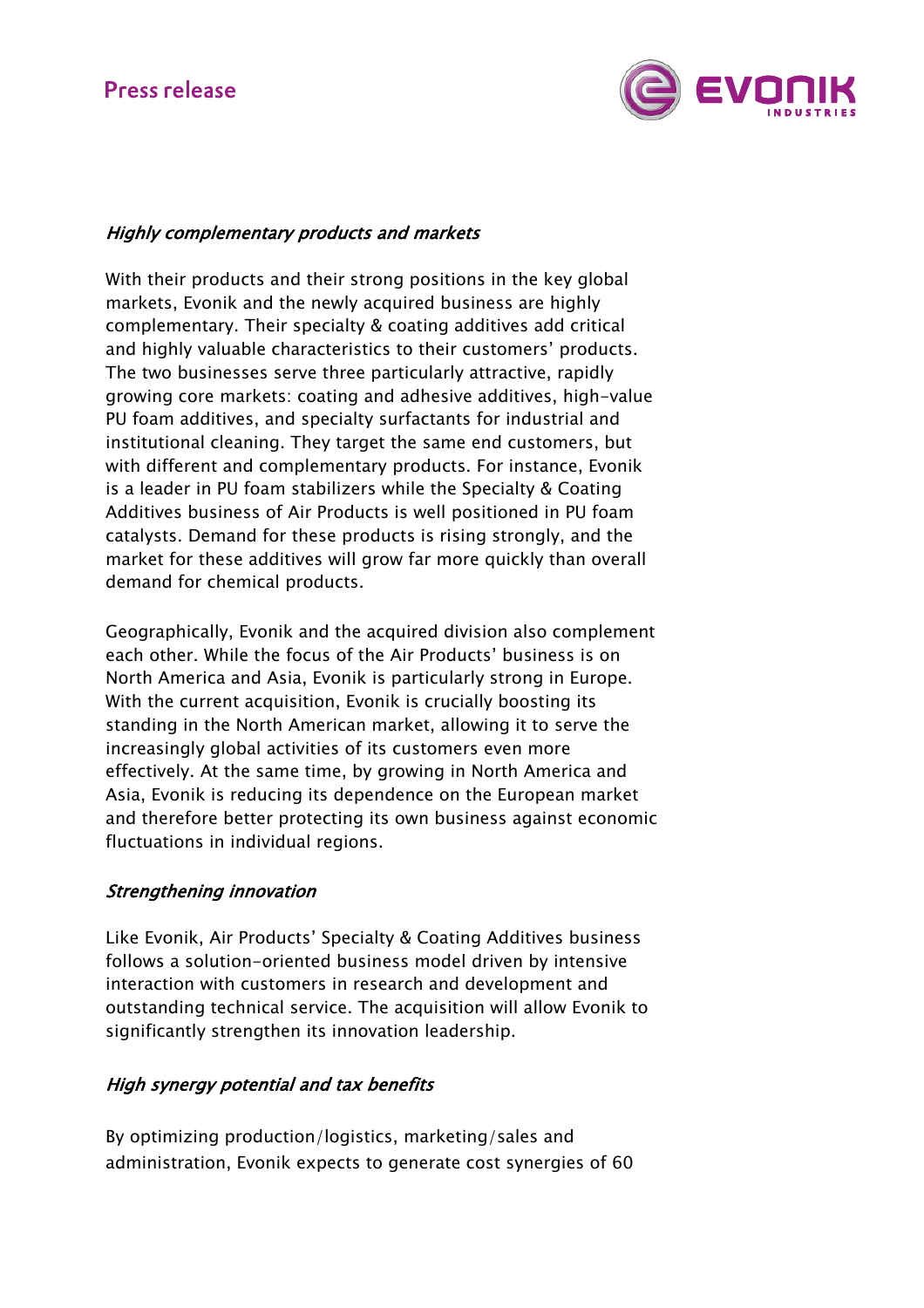*Highly complementary products and markets*

With their products and their strong positions in the key global markets, Evonik and the newly acquired business are highly complementary. Their specialty & coating additives add critical and highly valuable characteristics to their customers' products. The two businesses serve three particularly attractive, rapidly growing core markets: coating and adhesive additives, high-value PU foam additives, and specialty surfactants for industrial and institutional cleaning. They target the same end customers, but with different and complementary products. For instance, Evonik is a leader in PU foam stabilizers while the Specialty & Coating Additives business of Air Products is well positioned in PU foam catalysts. Demand for these products is rising strongly, and the market for these additives will grow far more quickly than overall demand for chemical products.

Geographically, Evonik and the acquired division also complement each other. While the focus of the Air Products' business is on North America and Asia, Evonik is particularly strong in Europe. With the current acquisition, Evonik is crucially boosting its standing in the North American market, allowing it to serve the increasingly global activities of its customers even more effectively. At the same time, by growing in North America and Asia, Evonik is reducing its dependence on the European market and therefore better protecting its own business against economic fluctuations in individual regions.

*Strengthening innovation*

Like Evonik, Air Products' Specialty & Coating Additives business follows a solution-oriented business model driven by intensive interaction with customers in research and development and outstanding technical service. The acquisition will allow Evonik to significantly strengthen its innovation leadership.

*High synergy potential and tax benefits*

By optimizing production/logistics, marketing/sales and administration, Evonik expects to generate cost synergies of 60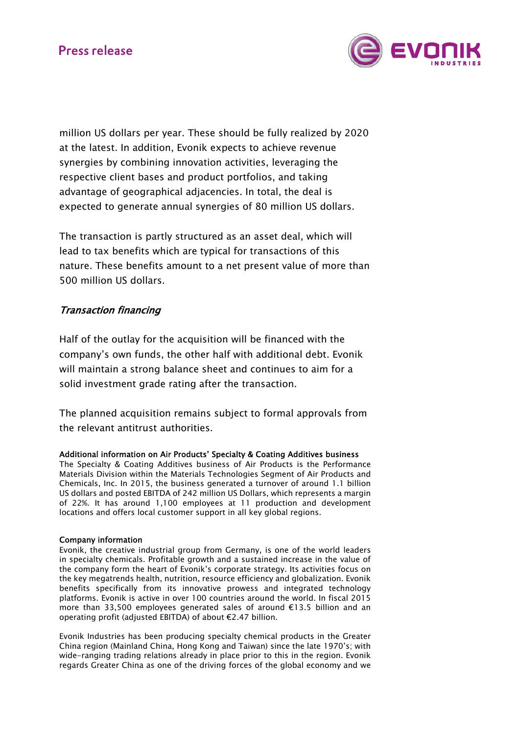million US dollars per year. These should be fully realized by 2020 at the latest. In addition, Evonik expects to achieve revenue synergies by combining innovation activities, leveraging the respective client bases and product portfolios, and taking advantage of geographical adjacencies. In total, the deal is expected to generate annual synergies of 80 million US dollars.

The transaction is partly structured as an asset deal, which will lead to tax benefits which are typical for transactions of this nature. These benefits amount to a net present value of more than 500 million US dollars.

### *Transaction financing*

Half of the outlay for the acquisition will be financed with the company's own funds, the other half with additional debt. Evonik will maintain a strong balance sheet and continues to aim for a solid investment grade rating after the transaction.

The planned acquisition remains subject to formal approvals from the relevant antitrust authorities.

**Additional information on Air Products' Specialty & Coating Additives business**
The Specialty & Coating Additives business of Air Products is the Performance Materials Division within the Materials Technologies Segment of Air Products and Chemicals, Inc. In 2015, the business generated a turnover of around 1.1 billion US dollars and posted EBITDA of 242 million US Dollars, which represents a margin of 22%. It has around 1,100 employees at 11 production and development locations and offers local customer support in all key global regions.

**Company information**
Evonik, the creative industrial group from Germany, is one of the world leaders in specialty chemicals. Profitable growth and a sustained increase in the value of the company form the heart of Evonik's corporate strategy. Its activities focus on the key megatrends health, nutrition, resource efficiency and globalization. Evonik benefits specifically from its innovative prowess and integrated technology platforms. Evonik is active in over 100 countries around the world. In fiscal 2015 more than 33,500 employees generated sales of around €13.5 billion and an operating profit (adjusted EBITDA) of about €2.47 billion.

Evonik Industries has been producing specialty chemical products in the Greater China region (Mainland China, Hong Kong and Taiwan) since the late 1970's; with wide-ranging trading relations already in place prior to this in the region. Evonik regards Greater China as one of the driving forces of the global economy and we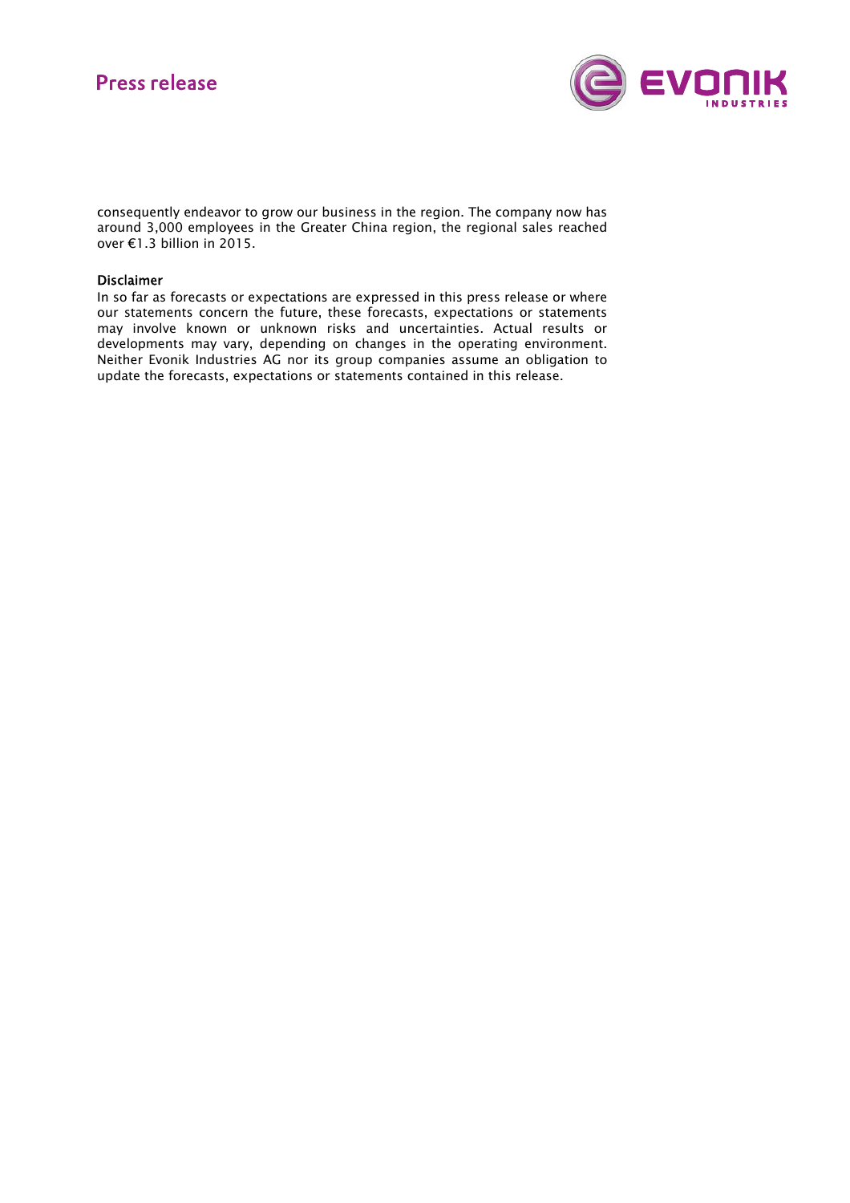consequently endeavor to grow our business in the region. The company now has around 3,000 employees in the Greater China region, the regional sales reached over €1.3 billion in 2015.

**Disclaimer**

In so far as forecasts or expectations are expressed in this press release or where our statements concern the future, these forecasts, expectations or statements may involve known or unknown risks and uncertainties. Actual results or developments may vary, depending on changes in the operating environment. Neither Evonik Industries AG nor its group companies assume an obligation to update the forecasts, expectations or statements contained in this release.